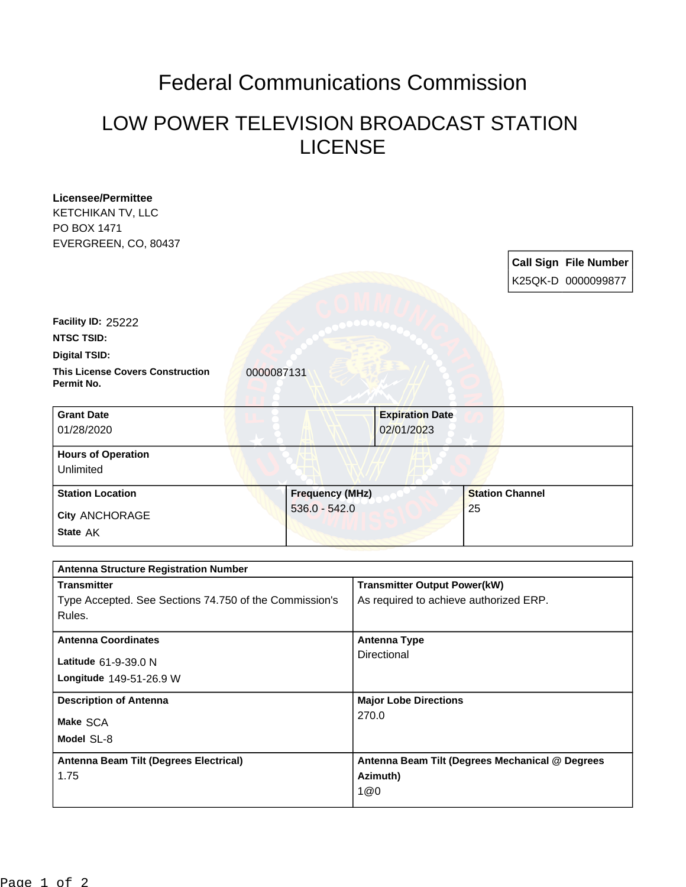# Federal Communications Commission

## LOW POWER TELEVISION BROADCAST STATION LICENSE

**Licensee/Permittee**
KETCHIKAN TV, LLC
PO BOX 1471
EVERGREEN, CO, 80437

| Call Sign | File Number |
| --- | --- |
| K25QK-D | 0000099877 |

**Facility ID:** 25222

**NTSC TSID:**

**Digital TSID:**

**This License Covers Construction Permit No.** 0000087131

| Grant Date | Expiration Date |
| --- | --- |
| 01/28/2020 | 02/01/2023 |

**Hours of Operation**
Unlimited

| Station Location | Frequency (MHz) | Station Channel |
| --- | --- | --- |
| City ANCHORAGE<br>State AK | 536.0 - 542.0 | 25 |

| Antenna Structure Registration Number | |
| --- | --- |
| **Transmitter**<br>Type Accepted. See Sections 74.750 of the Commission's Rules. | **Transmitter Output Power(kW)**<br>As required to achieve authorized ERP. |
| **Antenna Coordinates**<br>Latitude 61-9-39.0 N<br>Longitude 149-51-26.9 W | **Antenna Type**<br>Directional |
| **Description of Antenna**<br>Make SCA<br>Model SL-8 | **Major Lobe Directions**<br>270.0 |
| **Antenna Beam Tilt (Degrees Electrical)**<br>1.75 | **Antenna Beam Tilt (Degrees Mechanical @ Degrees Azimuth)**<br>1@0 |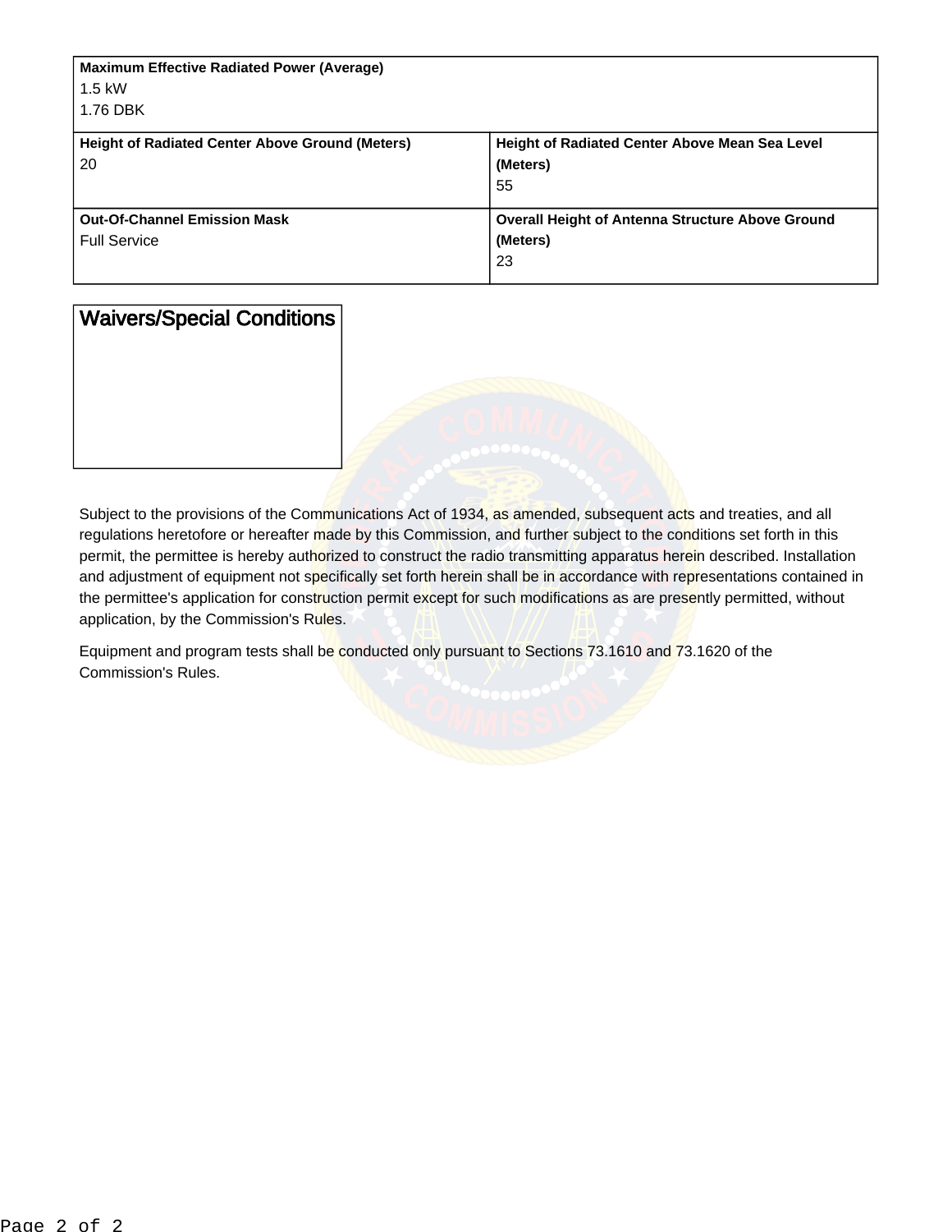| | |
|---|---|
| **Maximum Effective Radiated Power (Average)**<br>1.5 kW<br>1.76 DBK | |
| **Height of Radiated Center Above Ground (Meters)**<br>20 | **Height of Radiated Center Above Mean Sea Level (Meters)**<br>55 |
| **Out-Of-Channel Emission Mask**<br>Full Service | **Overall Height of Antenna Structure Above Ground (Meters)**<br>23 |

## Waivers/Special Conditions

Subject to the provisions of the Communications Act of 1934, as amended, subsequent acts and treaties, and all regulations heretofore or hereafter made by this Commission, and further subject to the conditions set forth in this permit, the permittee is hereby authorized to construct the radio transmitting apparatus herein described. Installation and adjustment of equipment not specifically set forth herein shall be in accordance with representations contained in the permittee's application for construction permit except for such modifications as are presently permitted, without application, by the Commission's Rules.

Equipment and program tests shall be conducted only pursuant to Sections 73.1610 and 73.1620 of the Commission's Rules.